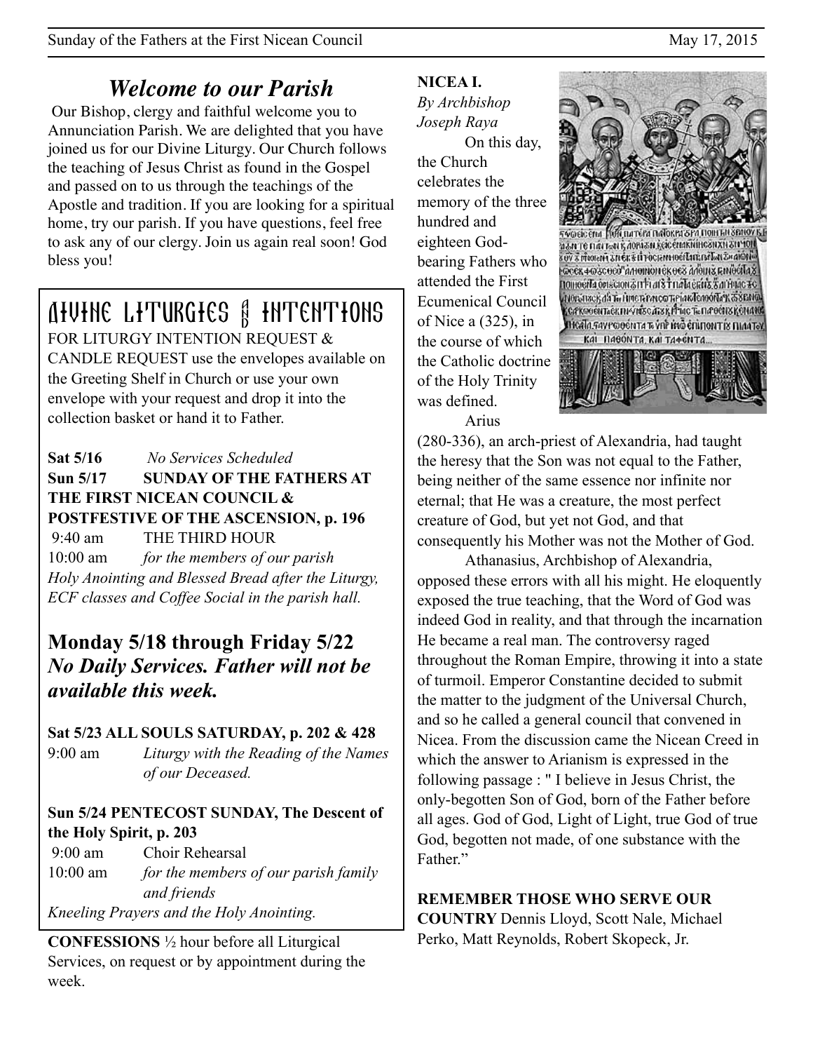## *Welcome to our Parish*

Our Bishop, clergy and faithful welcome you to Annunciation Parish. We are delighted that you have joined us for our Divine Liturgy. Our Church follows the teaching of Jesus Christ as found in the Gospel and passed on to us through the teachings of the Apostle and tradition. If you are looking for a spiritual home, try our parish. If you have questions, feel free to ask any of our clergy. Join us again real soon! God bless you!

## DIVINE LITURGIES & INTENTIONS

FOR LITURGY INTENTION REQUEST & CANDLE REQUEST use the envelopes available on the Greeting Shelf in Church or use your own envelope with your request and drop it into the collection basket or hand it to Father.

**Sat 5/16** *No Services Scheduled*

**Sun 5/17 SUNDAY OF THE FATHERS AT THE FIRST NICEAN COUNCIL & POSTFESTIVE OF THE ASCENSION, p. 196**

9:40 am THE THIRD HOUR

10:00 am *for the members of our parish*

*Holy Anointing and Blessed Bread after the Liturgy, ECF classes and Coffee Social in the parish hall.*

### Monday 5/18 through Friday 5/22 *No Daily Services. Father will not be available this week.*

**Sat 5/23 ALL SOULS SATURDAY, p. 202 & 428**

9:00 am *Liturgy with the Reading of the Names of our Deceased.*

**Sun 5/24 PENTECOST SUNDAY, The Descent of the Holy Spirit, p. 203**

9:00 am Choir Rehearsal

10:00 am *for the members of our parish family and friends*

*Kneeling Prayers and the Holy Anointing.*

**CONFESSIONS** ½ hour before all Liturgical Services, on request or by appointment during the week.

**NICEA I.**

*By Archbishop Joseph Raya*

On this day, the Church celebrates the memory of the three hundred and eighteen God-bearing Fathers who attended the First Ecumenical Council of Nice a (325), in the course of which the Catholic doctrine of the Holy Trinity was defined.

Arius (280-336), an arch-priest of Alexandria, had taught the heresy that the Son was not equal to the Father, being neither of the same essence nor infinite nor eternal; that He was a creature, the most perfect creature of God, but yet not God, and that consequently his Mother was not the Mother of God.

Athanasius, Archbishop of Alexandria, opposed these errors with all his might. He eloquently exposed the true teaching, that the Word of God was indeed God in reality, and that through the incarnation He became a real man. The controversy raged throughout the Roman Empire, throwing it into a state of turmoil. Emperor Constantine decided to submit the matter to the judgment of the Universal Church, and so he called a general council that convened in Nicea. From the discussion came the Nicean Creed in which the answer to Arianism is expressed in the following passage : " I believe in Jesus Christ, the only-begotten Son of God, born of the Father before all ages. God of God, Light of Light, true God of true God, begotten not made, of one substance with the Father."

**REMEMBER THOSE WHO SERVE OUR COUNTRY** Dennis Lloyd, Scott Nale, Michael Perko, Matt Reynolds, Robert Skopeck, Jr.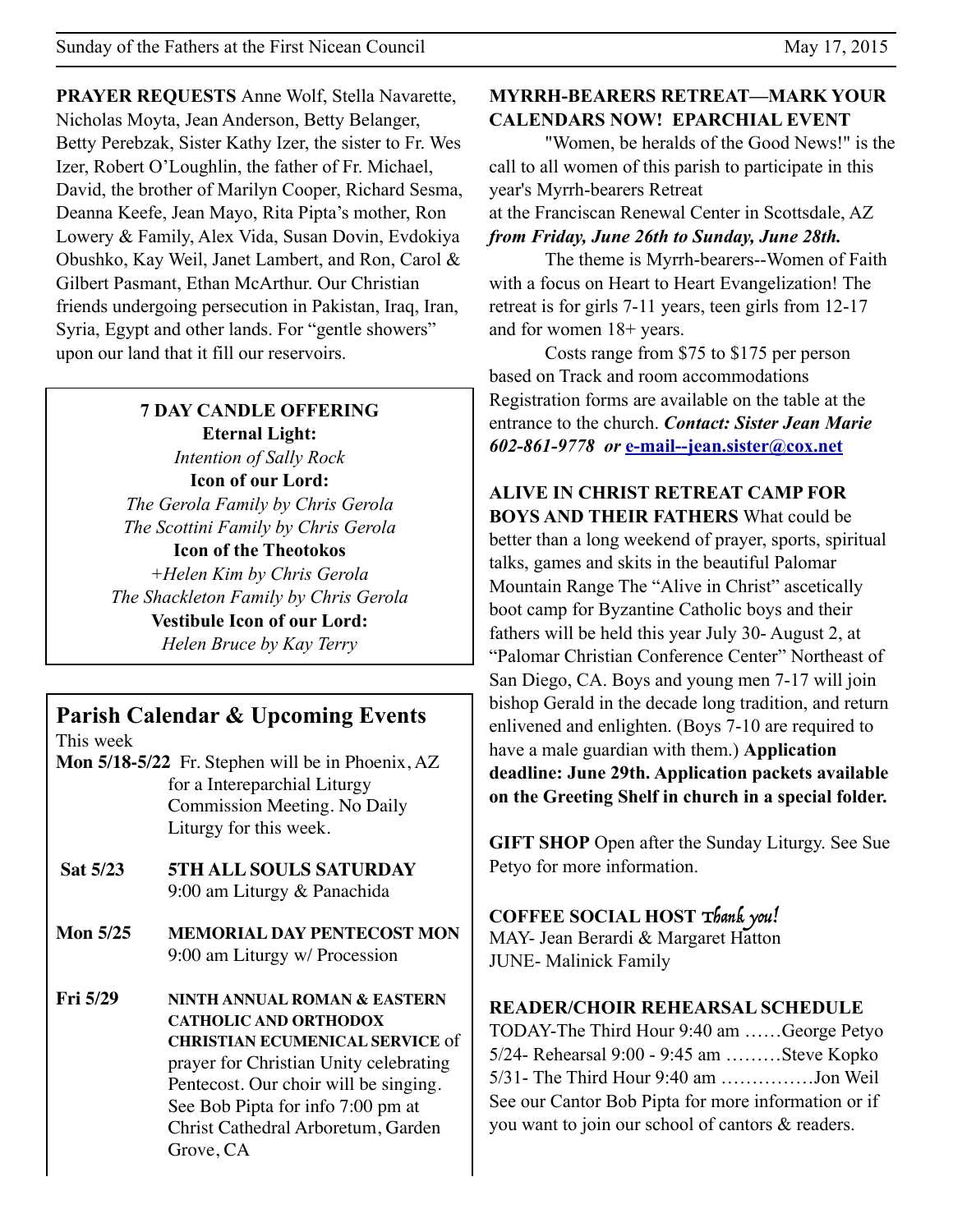**PRAYER REQUESTS** Anne Wolf, Stella Navarette, Nicholas Moyta, Jean Anderson, Betty Belanger, Betty Perebzak, Sister Kathy Izer, the sister to Fr. Wes Izer, Robert O'Loughlin, the father of Fr. Michael, David, the brother of Marilyn Cooper, Richard Sesma, Deanna Keefe, Jean Mayo, Rita Pipta's mother, Ron Lowery & Family, Alex Vida, Susan Dovin, Evdokiya Obushko, Kay Weil, Janet Lambert, and Ron, Carol & Gilbert Pasmant, Ethan McArthur. Our Christian friends undergoing persecution in Pakistan, Iraq, Iran, Syria, Egypt and other lands. For "gentle showers" upon our land that it fill our reservoirs.

**7 DAY CANDLE OFFERING**

**Eternal Light:**
*Intention of Sally Rock*

**Icon of our Lord:**
*The Gerola Family by Chris Gerola*
*The Scottini Family by Chris Gerola*

**Icon of the Theotokos**
*+Helen Kim by Chris Gerola*
*The Shackleton Family by Chris Gerola*

**Vestibule Icon of our Lord:**
*Helen Bruce by Kay Terry*

## Parish Calendar & Upcoming Events

This week

**Mon 5/18-5/22** Fr. Stephen will be in Phoenix, AZ for a Intereparchial Liturgy Commission Meeting. No Daily Liturgy for this week.

**Sat 5/23** **5TH ALL SOULS SATURDAY**
9:00 am Liturgy & Panachida

**Mon 5/25** **MEMORIAL DAY PENTECOST MON**
9:00 am Liturgy w/ Procession

**Fri 5/29** **NINTH ANNUAL ROMAN & EASTERN CATHOLIC AND ORTHODOX CHRISTIAN ECUMENICAL SERVICE** of prayer for Christian Unity celebrating Pentecost. Our choir will be singing. See Bob Pipta for info 7:00 pm at Christ Cathedral Arboretum, Garden Grove, CA

**MYRRH-BEARERS RETREAT—MARK YOUR CALENDARS NOW! EPARCHIAL EVENT**

"Women, be heralds of the Good News!" is the call to all women of this parish to participate in this year's Myrrh-bearers Retreat at the Franciscan Renewal Center in Scottsdale, AZ ***from Friday, June 26th to Sunday, June 28th.***

The theme is Myrrh-bearers--Women of Faith with a focus on Heart to Heart Evangelization! The retreat is for girls 7-11 years, teen girls from 12-17 and for women 18+ years.

Costs range from $75 to $175 per person based on Track and room accommodations Registration forms are available on the table at the entrance to the church. ***Contact: Sister Jean Marie 602-861-9778 or*** **e-mail--jean.sister@cox.net**

**ALIVE IN CHRIST RETREAT CAMP FOR BOYS AND THEIR FATHERS** What could be better than a long weekend of prayer, sports, spiritual talks, games and skits in the beautiful Palomar Mountain Range The "Alive in Christ" ascetically boot camp for Byzantine Catholic boys and their fathers will be held this year July 30- August 2, at "Palomar Christian Conference Center" Northeast of San Diego, CA. Boys and young men 7-17 will join bishop Gerald in the decade long tradition, and return enlivened and enlighten. (Boys 7-10 are required to have a male guardian with them.) **Application deadline: June 29th. Application packets available on the Greeting Shelf in church in a special folder.**

**GIFT SHOP** Open after the Sunday Liturgy. See Sue Petyo for more information.

**COFFEE SOCIAL HOST** *Thank you!*
MAY- Jean Berardi & Margaret Hatton
JUNE- Malinick Family

**READER/CHOIR REHEARSAL SCHEDULE**
TODAY-The Third Hour 9:40 am ……George Petyo
5/24- Rehearsal 9:00 - 9:45 am ………Steve Kopko
5/31- The Third Hour 9:40 am ……………Jon Weil
See our Cantor Bob Pipta for more information or if you want to join our school of cantors & readers.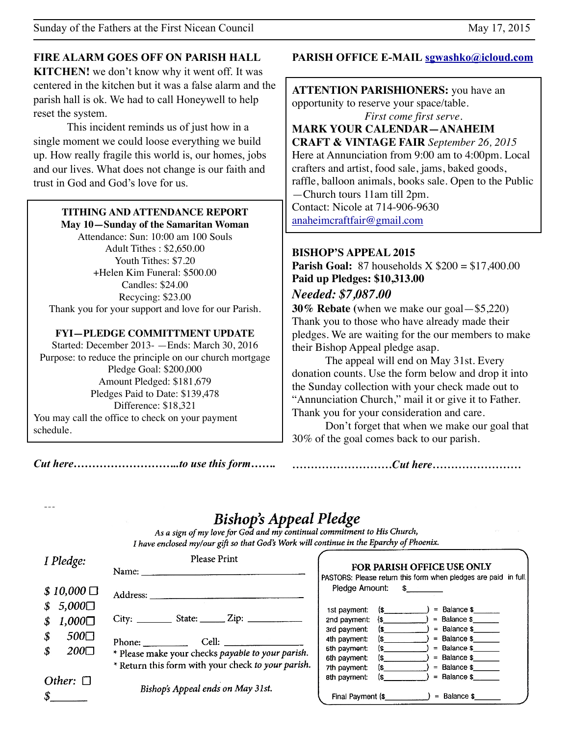**FIRE ALARM GOES OFF ON PARISH HALL KITCHEN!** we don't know why it went off. It was centered in the kitchen but it was a false alarm and the parish hall is ok. We had to call Honeywell to help reset the system.

This incident reminds us of just how in a single moment we could loose everything we build up. How really fragile this world is, our homes, jobs and our lives. What does not change is our faith and trust in God and God's love for us.

**TITHING AND ATTENDANCE REPORT**
**May 10—Sunday of the Samaritan Woman**
Attendance: Sun: 10:00 am 100 Souls
Adult Tithes : $2,650.00
Youth Tithes: $7.20
+Helen Kim Funeral: $500.00
Candles: $24.00
Recycing: $23.00
Thank you for your support and love for our Parish.

**FYI—PLEDGE COMMITTMENT UPDATE**
Started: December 2013- —Ends: March 30, 2016
Purpose: to reduce the principle on our church mortgage
Pledge Goal: $200,000
Amount Pledged: $181,679
Pledges Paid to Date: $139,478
Difference: $18,321
You may call the office to check on your payment schedule.

**PARISH OFFICE E-MAIL sgwashko@icloud.com**

**ATTENTION PARISHIONERS:** you have an opportunity to reserve your space/table.
*First come first serve.*
**MARK YOUR CALENDAR—ANAHEIM CRAFT & VINTAGE FAIR** *September 26, 2015*
Here at Annunciation from 9:00 am to 4:00pm. Local crafters and artist, food sale, jams, baked goods, raffle, balloon animals, books sale. Open to the Public—Church tours 11am till 2pm.
Contact: Nicole at 714-906-9630
anaheimcraftfair@gmail.com

**BISHOP'S APPEAL 2015**
**Parish Goal:** 87 households X $200 = $17,400.00
**Paid up Pledges: $10,313.00**
***Needed: $7,087.00***
**30% Rebate** (when we make our goal—$5,220)
Thank you to those who have already made their pledges. We are waiting for the our members to make their Bishop Appeal pledge asap.

The appeal will end on May 31st. Every donation counts. Use the form below and drop it into the Sunday collection with your check made out to "Annunciation Church," mail it or give it to Father. Thank you for your consideration and care.

Don't forget that when we make our goal that 30% of the goal comes back to our parish.

*Cut here………………………..to use this form…….* ………………………*Cut here*……………………

## *Bishop's Appeal Pledge*

*As a sign of my love for God and my continual commitment to His Church,*
*I have enclosed my/our gift so that God's Work will continue in the Eparchy of Phoenix.*

*I Pledge:*

- *$ 10,000* ☐
- *$ 5,000* ☐
- *$ 1,000* ☐
- *$ 500* ☐
- *$ 200* ☐
- *Other:* ☐ *$______*

Please Print
Name: ______________________________
Address: ______________________________
City: _______ State: _____ Zip: ___________
Phone: _________ Cell: ________________
* Please make your checks *payable to your parish.*
* Return this form with your check *to your parish.*

*Bishop's Appeal ends on May 31st.*

**FOR PARISH OFFICE USE ONLY**
PASTORS: Please return this form when pledges are paid in full.
Pledge Amount: $________

1st payment: ($_________) = Balance $______
2nd payment: ($_________) = Balance $______
3rd payment: ($_________) = Balance $______
4th payment: ($_________) = Balance $______
5th payment: ($_________) = Balance $______
6th payment: ($_________) = Balance $______
7th payment: ($_________) = Balance $______
8th payment: ($_________) = Balance $______

Final Payment ($_________) = Balance $______